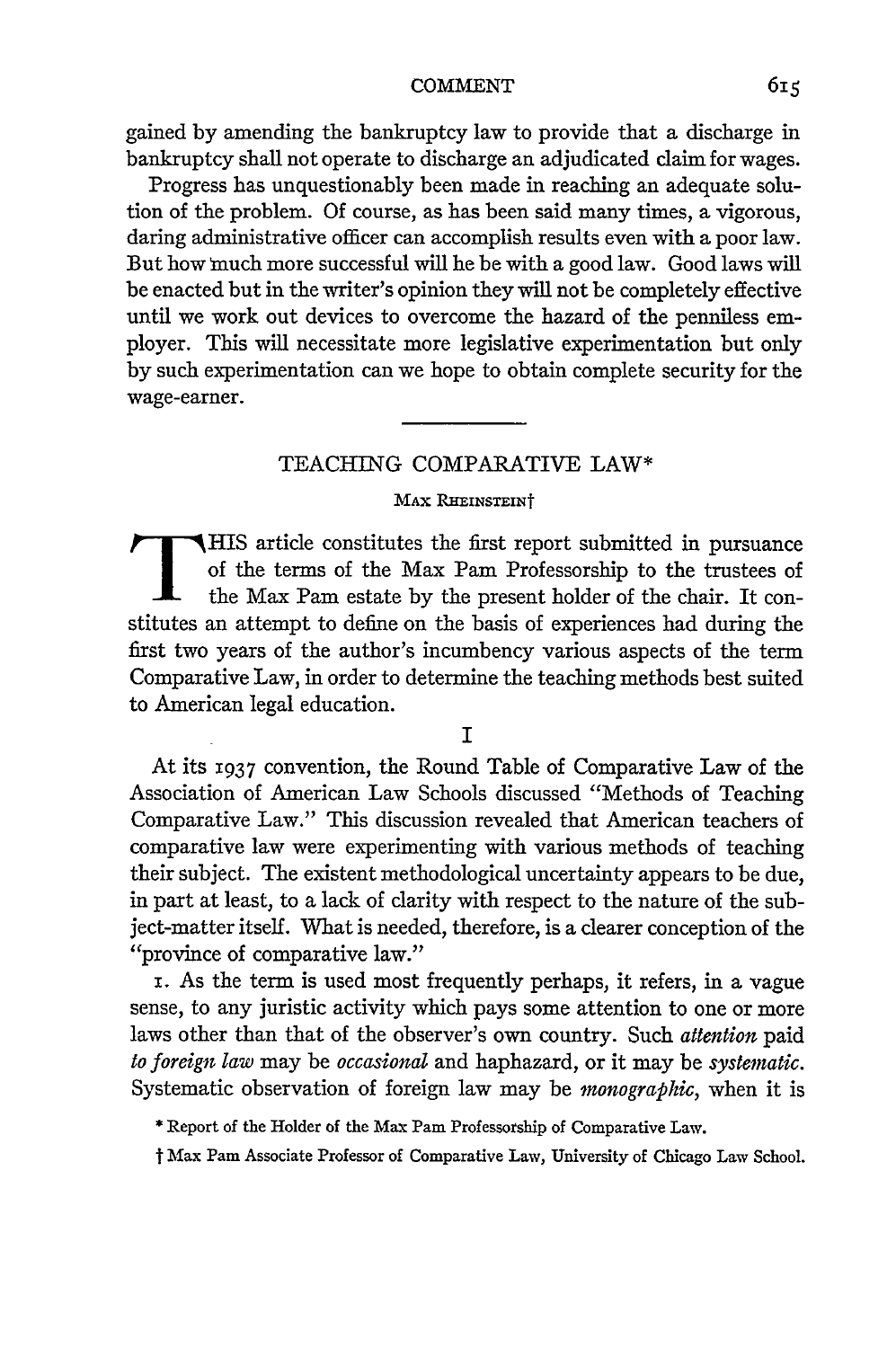gained by amending the bankruptcy law to provide that a discharge in bankruptcy shall not operate to discharge an adjudicated claim for wages.

Progress has unquestionably been made in reaching an adequate solution of the problem. Of course, as has been said many times, a vigorous, daring administrative officer can accomplish results even with a poor law. But how much more successful will he be with a good law. Good laws will be enacted but in the writer's opinion they will not be completely effective until we work out devices to overcome the hazard of the penniless employer. This will necessitate more legislative experimentation but only by such experimentation can we hope to obtain complete security for the wage-earner.

---

## TEACHING COMPARATIVE LAW*

MAX RHEINSTEIN†

THIS article constitutes the first report submitted in pursuance of the terms of the Max Pam Professorship to the trustees of the Max Pam estate by the present holder of the chair. It constitutes an attempt to define on the basis of experiences had during the first two years of the author's incumbency various aspects of the term Comparative Law, in order to determine the teaching methods best suited to American legal education.

### I

At its 1937 convention, the Round Table of Comparative Law of the Association of American Law Schools discussed "Methods of Teaching Comparative Law." This discussion revealed that American teachers of comparative law were experimenting with various methods of teaching their subject. The existent methodological uncertainty appears to be due, in part at least, to a lack of clarity with respect to the nature of the subject-matter itself. What is needed, therefore, is a clearer conception of the "province of comparative law."

1. As the term is used most frequently perhaps, it refers, in a vague sense, to any juristic activity which pays some attention to one or more laws other than that of the observer's own country. Such *attention* paid *to foreign law* may be *occasional* and haphazard, or it may be *systematic*. Systematic observation of foreign law may be *monographic*, when it is

\* Report of the Holder of the Max Pam Professorship of Comparative Law.

† Max Pam Associate Professor of Comparative Law, University of Chicago Law School.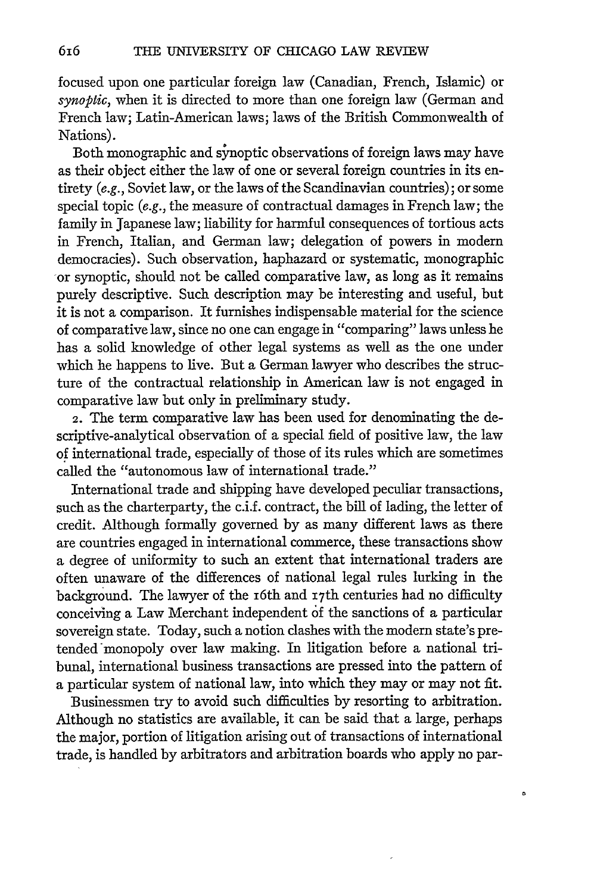focused upon one particular foreign law (Canadian, French, Islamic) or *synoptic*, when it is directed to more than one foreign law (German and French law; Latin-American laws; laws of the British Commonwealth of Nations).

Both monographic and synoptic observations of foreign laws may have as their object either the law of one or several foreign countries in its entirety (*e.g.*, Soviet law, or the laws of the Scandinavian countries); or some special topic (*e.g.*, the measure of contractual damages in French law; the family in Japanese law; liability for harmful consequences of tortious acts in French, Italian, and German law; delegation of powers in modern democracies). Such observation, haphazard or systematic, monographic or synoptic, should not be called comparative law, as long as it remains purely descriptive. Such description may be interesting and useful, but it is not a comparison. It furnishes indispensable material for the science of comparative law, since no one can engage in "comparing" laws unless he has a solid knowledge of other legal systems as well as the one under which he happens to live. But a German lawyer who describes the structure of the contractual relationship in American law is not engaged in comparative law but only in preliminary study.

2. The term comparative law has been used for denominating the descriptive-analytical observation of a special field of positive law, the law of international trade, especially of those of its rules which are sometimes called the "autonomous law of international trade."

International trade and shipping have developed peculiar transactions, such as the charterparty, the c.i.f. contract, the bill of lading, the letter of credit. Although formally governed by as many different laws as there are countries engaged in international commerce, these transactions show a degree of uniformity to such an extent that international traders are often unaware of the differences of national legal rules lurking in the background. The lawyer of the 16th and 17th centuries had no difficulty conceiving a Law Merchant independent of the sanctions of a particular sovereign state. Today, such a notion clashes with the modern state's pretended monopoly over law making. In litigation before a national tribunal, international business transactions are pressed into the pattern of a particular system of national law, into which they may or may not fit.

Businessmen try to avoid such difficulties by resorting to arbitration. Although no statistics are available, it can be said that a large, perhaps the major, portion of litigation arising out of transactions of international trade, is handled by arbitrators and arbitration boards who apply no par-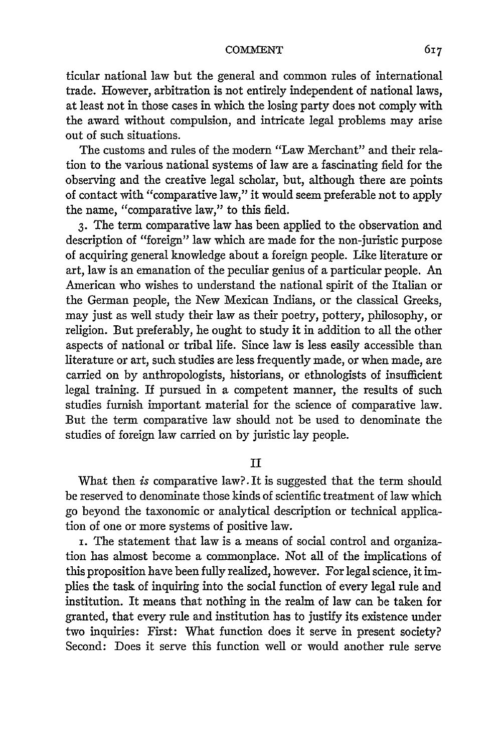ticular national law but the general and common rules of international trade. However, arbitration is not entirely independent of national laws, at least not in those cases in which the losing party does not comply with the award without compulsion, and intricate legal problems may arise out of such situations.

The customs and rules of the modern "Law Merchant" and their relation to the various national systems of law are a fascinating field for the observing and the creative legal scholar, but, although there are points of contact with "comparative law," it would seem preferable not to apply the name, "comparative law," to this field.

3. The term comparative law has been applied to the observation and description of "foreign" law which are made for the non-juristic purpose of acquiring general knowledge about a foreign people. Like literature or art, law is an emanation of the peculiar genius of a particular people. An American who wishes to understand the national spirit of the Italian or the German people, the New Mexican Indians, or the classical Greeks, may just as well study their law as their poetry, pottery, philosophy, or religion. But preferably, he ought to study it in addition to all the other aspects of national or tribal life. Since law is less easily accessible than literature or art, such studies are less frequently made, or when made, are carried on by anthropologists, historians, or ethnologists of insufficient legal training. If pursued in a competent manner, the results of such studies furnish important material for the science of comparative law. But the term comparative law should not be used to denominate the studies of foreign law carried on by juristic lay people.

## II

What then *is* comparative law? It is suggested that the term should be reserved to denominate those kinds of scientific treatment of law which go beyond the taxonomic or analytical description or technical application of one or more systems of positive law.

1. The statement that law is a means of social control and organization has almost become a commonplace. Not all of the implications of this proposition have been fully realized, however. For legal science, it implies the task of inquiring into the social function of every legal rule and institution. It means that nothing in the realm of law can be taken for granted, that every rule and institution has to justify its existence under two inquiries: First: What function does it serve in present society? Second: Does it serve this function well or would another rule serve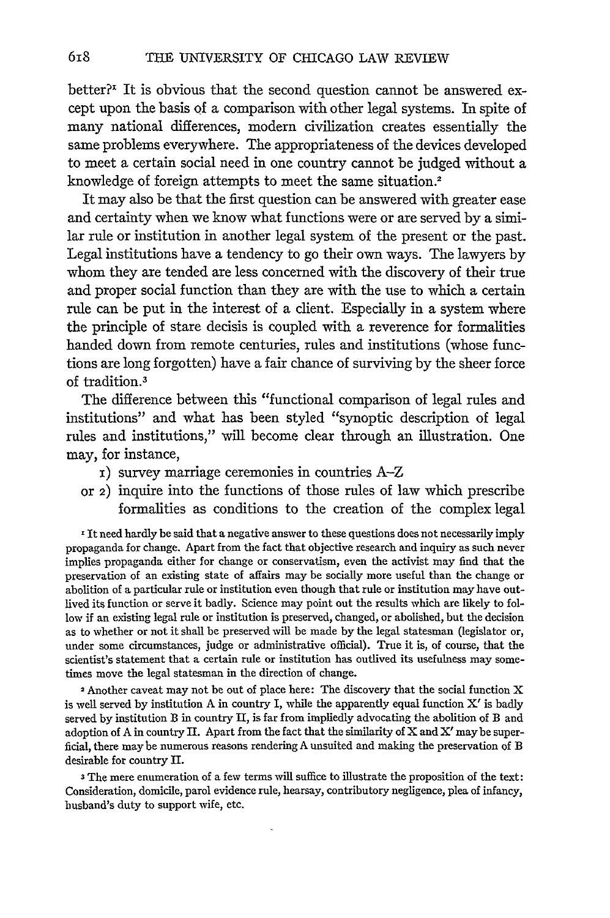better?[1] It is obvious that the second question cannot be answered except upon the basis of a comparison with other legal systems. In spite of many national differences, modern civilization creates essentially the same problems everywhere. The appropriateness of the devices developed to meet a certain social need in one country cannot be judged without a knowledge of foreign attempts to meet the same situation.[2]

It may also be that the first question can be answered with greater ease and certainty when we know what functions were or are served by a similar rule or institution in another legal system of the present or the past. Legal institutions have a tendency to go their own ways. The lawyers by whom they are tended are less concerned with the discovery of their true and proper social function than they are with the use to which a certain rule can be put in the interest of a client. Especially in a system where the principle of stare decisis is coupled with a reverence for formalities handed down from remote centuries, rules and institutions (whose functions are long forgotten) have a fair chance of surviving by the sheer force of tradition.[3]

The difference between this "functional comparison of legal rules and institutions" and what has been styled "synoptic description of legal rules and institutions," will become clear through an illustration. One may, for instance,

1) survey marriage ceremonies in countries A–Z

or 2) inquire into the functions of those rules of law which prescribe formalities as conditions to the creation of the complex legal

[1] It need hardly be said that a negative answer to these questions does not necessarily imply propaganda for change. Apart from the fact that objective research and inquiry as such never implies propaganda either for change or conservatism, even the activist may find that the preservation of an existing state of affairs may be socially more useful than the change or abolition of a particular rule or institution even though that rule or institution may have outlived its function or serve it badly. Science may point out the results which are likely to follow if an existing legal rule or institution is preserved, changed, or abolished, but the decision as to whether or not it shall be preserved will be made by the legal statesman (legislator or, under some circumstances, judge or administrative official). True it is, of course, that the scientist's statement that a certain rule or institution has outlived its usefulness may sometimes move the legal statesman in the direction of change.

[2] Another caveat may not be out of place here: The discovery that the social function X is well served by institution A in country I, while the apparently equal function X' is badly served by institution B in country II, is far from impliedly advocating the abolition of B and adoption of A in country II. Apart from the fact that the similarity of X and X' may be superficial, there may be numerous reasons rendering A unsuited and making the preservation of B desirable for country II.

[3] The mere enumeration of a few terms will suffice to illustrate the proposition of the text: Consideration, domicile, parol evidence rule, hearsay, contributory negligence, plea of infancy, husband's duty to support wife, etc.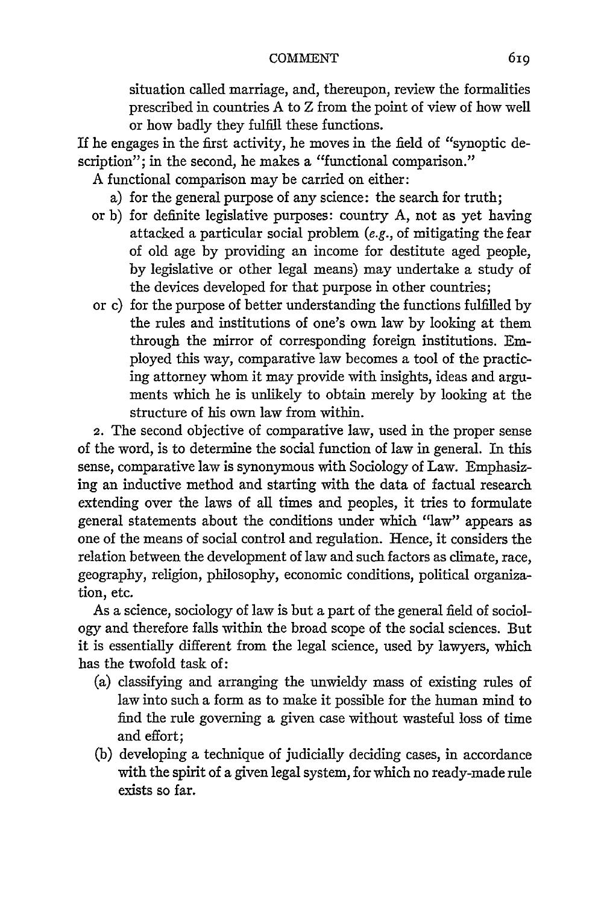situation called marriage, and, thereupon, review the formalities prescribed in countries A to Z from the point of view of how well or how badly they fulfill these functions.

If he engages in the first activity, he moves in the field of "synoptic description"; in the second, he makes a "functional comparison."

A functional comparison may be carried on either:

a) for the general purpose of any science: the search for truth;

or b) for definite legislative purposes: country A, not as yet having attacked a particular social problem (*e.g.*, of mitigating the fear of old age by providing an income for destitute aged people, by legislative or other legal means) may undertake a study of the devices developed for that purpose in other countries;

or c) for the purpose of better understanding the functions fulfilled by the rules and institutions of one's own law by looking at them through the mirror of corresponding foreign institutions. Employed this way, comparative law becomes a tool of the practicing attorney whom it may provide with insights, ideas and arguments which he is unlikely to obtain merely by looking at the structure of his own law from within.

2. The second objective of comparative law, used in the proper sense of the word, is to determine the social function of law in general. In this sense, comparative law is synonymous with Sociology of Law. Emphasizing an inductive method and starting with the data of factual research extending over the laws of all times and peoples, it tries to formulate general statements about the conditions under which "law" appears as one of the means of social control and regulation. Hence, it considers the relation between the development of law and such factors as climate, race, geography, religion, philosophy, economic conditions, political organization, etc.

As a science, sociology of law is but a part of the general field of sociology and therefore falls within the broad scope of the social sciences. But it is essentially different from the legal science, used by lawyers, which has the twofold task of:

(a) classifying and arranging the unwieldy mass of existing rules of law into such a form as to make it possible for the human mind to find the rule governing a given case without wasteful loss of time and effort;

(b) developing a technique of judicially deciding cases, in accordance with the spirit of a given legal system, for which no ready-made rule exists so far.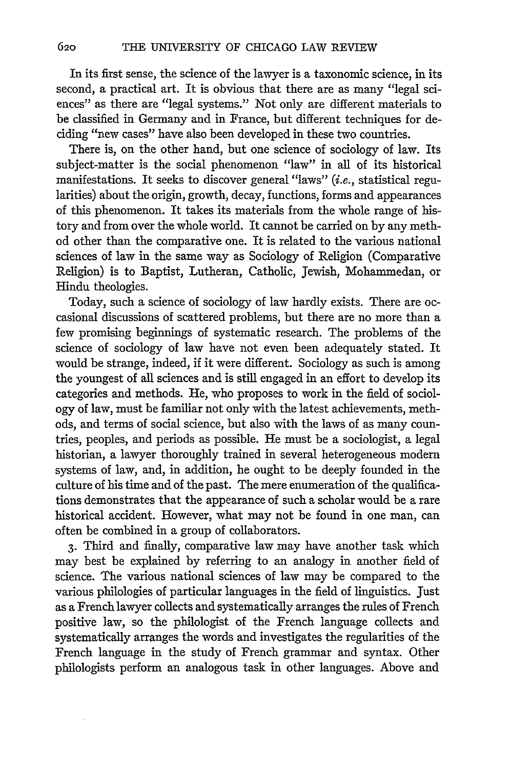In its first sense, the science of the lawyer is a taxonomic science, in its second, a practical art. It is obvious that there are as many "legal sciences" as there are "legal systems." Not only are different materials to be classified in Germany and in France, but different techniques for deciding "new cases" have also been developed in these two countries.

There is, on the other hand, but one science of sociology of law. Its subject-matter is the social phenomenon "law" in all of its historical manifestations. It seeks to discover general "laws" (*i.e.*, statistical regularities) about the origin, growth, decay, functions, forms and appearances of this phenomenon. It takes its materials from the whole range of history and from over the whole world. It cannot be carried on by any method other than the comparative one. It is related to the various national sciences of law in the same way as Sociology of Religion (Comparative Religion) is to Baptist, Lutheran, Catholic, Jewish, Mohammedan, or Hindu theologies.

Today, such a science of sociology of law hardly exists. There are occasional discussions of scattered problems, but there are no more than a few promising beginnings of systematic research. The problems of the science of sociology of law have not even been adequately stated. It would be strange, indeed, if it were different. Sociology as such is among the youngest of all sciences and is still engaged in an effort to develop its categories and methods. He, who proposes to work in the field of sociology of law, must be familiar not only with the latest achievements, methods, and terms of social science, but also with the laws of as many countries, peoples, and periods as possible. He must be a sociologist, a legal historian, a lawyer thoroughly trained in several heterogeneous modern systems of law, and, in addition, he ought to be deeply founded in the culture of his time and of the past. The mere enumeration of the qualifications demonstrates that the appearance of such a scholar would be a rare historical accident. However, what may not be found in one man, can often be combined in a group of collaborators.

3. Third and finally, comparative law may have another task which may best be explained by referring to an analogy in another field of science. The various national sciences of law may be compared to the various philologies of particular languages in the field of linguistics. Just as a French lawyer collects and systematically arranges the rules of French positive law, so the philologist of the French language collects and systematically arranges the words and investigates the regularities of the French language in the study of French grammar and syntax. Other philologists perform an analogous task in other languages. Above and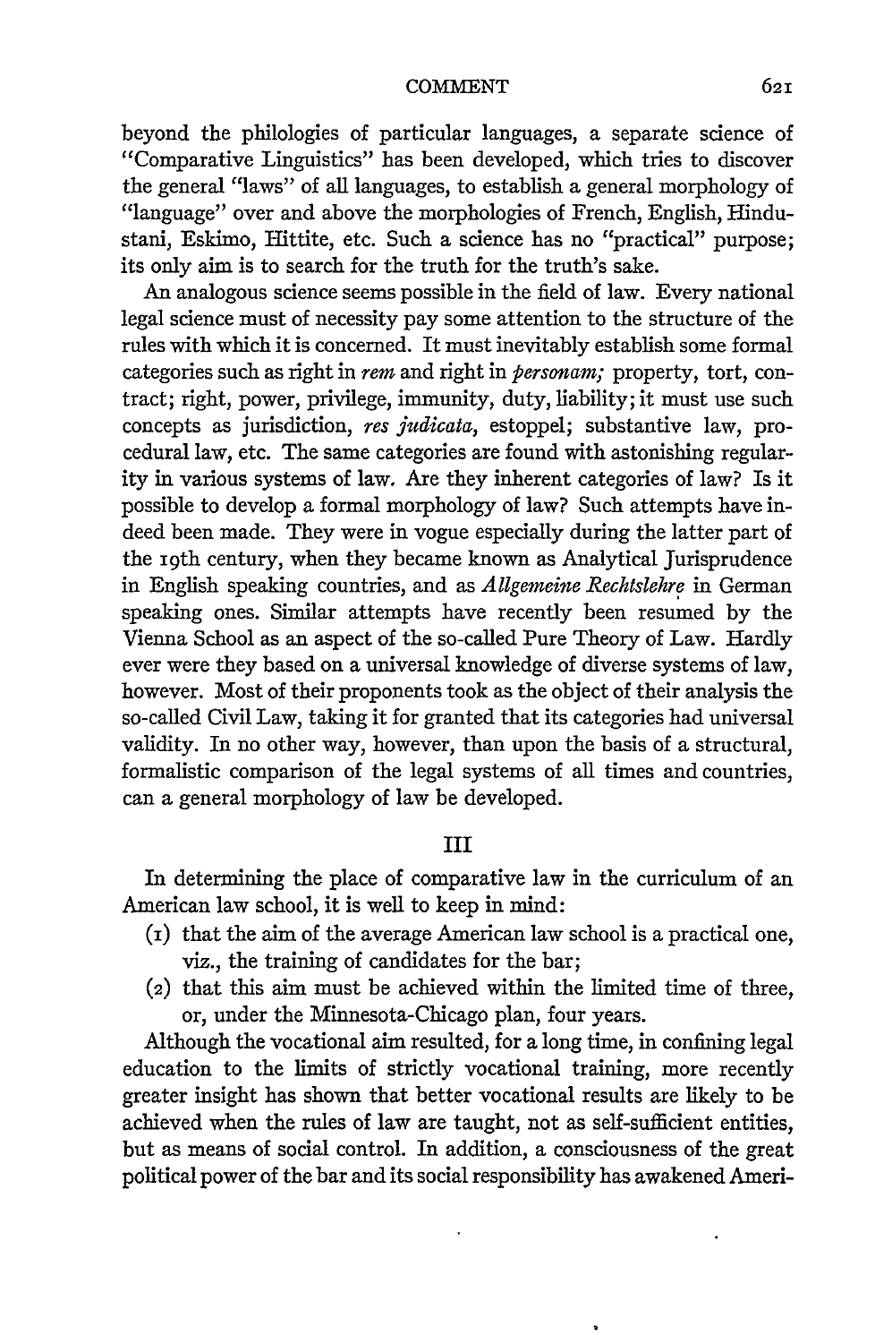beyond the philologies of particular languages, a separate science of "Comparative Linguistics" has been developed, which tries to discover the general "laws" of all languages, to establish a general morphology of "language" over and above the morphologies of French, English, Hindustani, Eskimo, Hittite, etc. Such a science has no "practical" purpose; its only aim is to search for the truth for the truth's sake.

An analogous science seems possible in the field of law. Every national legal science must of necessity pay some attention to the structure of the rules with which it is concerned. It must inevitably establish some formal categories such as right in *rem* and right in *personam;* property, tort, contract; right, power, privilege, immunity, duty, liability; it must use such concepts as jurisdiction, *res judicata,* estoppel; substantive law, procedural law, etc. The same categories are found with astonishing regularity in various systems of law. Are they inherent categories of law? Is it possible to develop a formal morphology of law? Such attempts have indeed been made. They were in vogue especially during the latter part of the 19th century, when they became known as Analytical Jurisprudence in English speaking countries, and as *Allgemeine Rechtslehre* in German speaking ones. Similar attempts have recently been resumed by the Vienna School as an aspect of the so-called Pure Theory of Law. Hardly ever were they based on a universal knowledge of diverse systems of law, however. Most of their proponents took as the object of their analysis the so-called Civil Law, taking it for granted that its categories had universal validity. In no other way, however, than upon the basis of a structural, formalistic comparison of the legal systems of all times and countries, can a general morphology of law be developed.

## III

In determining the place of comparative law in the curriculum of an American law school, it is well to keep in mind:

(1) that the aim of the average American law school is a practical one, viz., the training of candidates for the bar;

(2) that this aim must be achieved within the limited time of three, or, under the Minnesota-Chicago plan, four years.

Although the vocational aim resulted, for a long time, in confining legal education to the limits of strictly vocational training, more recently greater insight has shown that better vocational results are likely to be achieved when the rules of law are taught, not as self-sufficient entities, but as means of social control. In addition, a consciousness of the great political power of the bar and its social responsibility has awakened Ameri-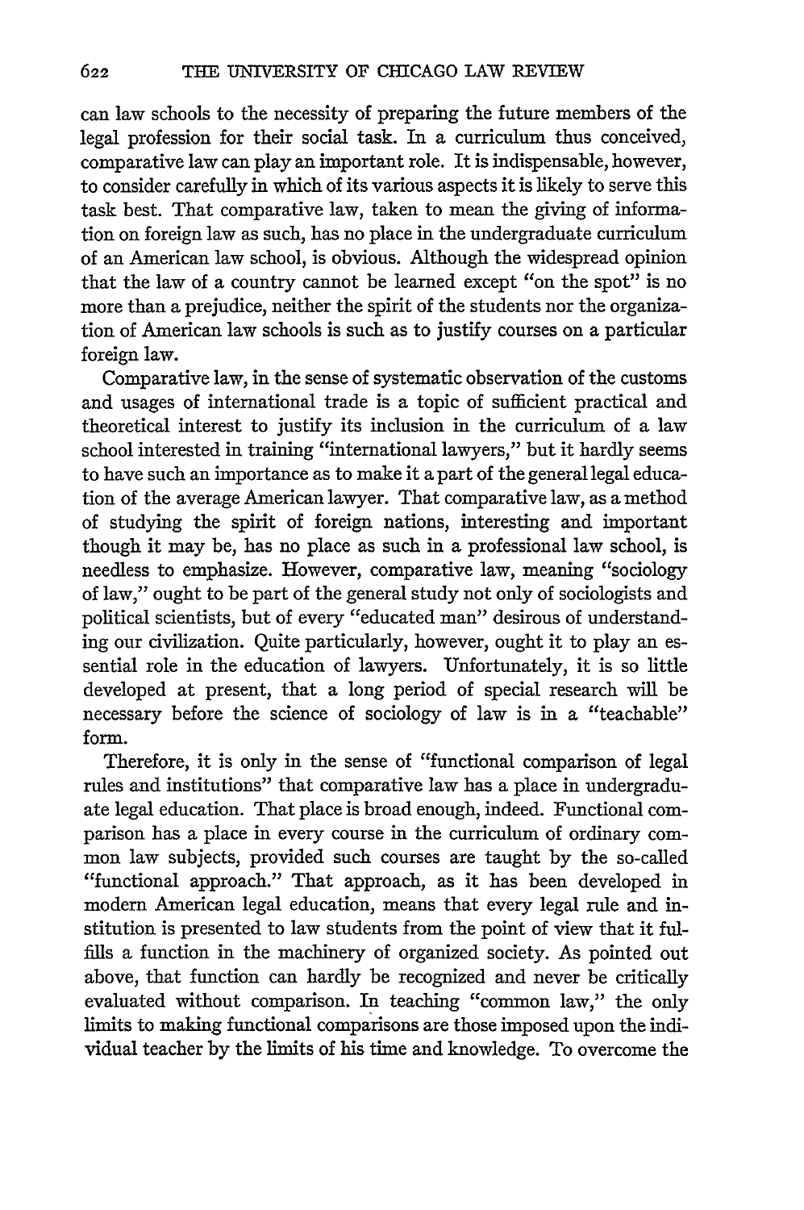can law schools to the necessity of preparing the future members of the legal profession for their social task. In a curriculum thus conceived, comparative law can play an important role. It is indispensable, however, to consider carefully in which of its various aspects it is likely to serve this task best. That comparative law, taken to mean the giving of information on foreign law as such, has no place in the undergraduate curriculum of an American law school, is obvious. Although the widespread opinion that the law of a country cannot be learned except "on the spot" is no more than a prejudice, neither the spirit of the students nor the organization of American law schools is such as to justify courses on a particular foreign law.

Comparative law, in the sense of systematic observation of the customs and usages of international trade is a topic of sufficient practical and theoretical interest to justify its inclusion in the curriculum of a law school interested in training "international lawyers," but it hardly seems to have such an importance as to make it a part of the general legal education of the average American lawyer. That comparative law, as a method of studying the spirit of foreign nations, interesting and important though it may be, has no place as such in a professional law school, is needless to emphasize. However, comparative law, meaning "sociology of law," ought to be part of the general study not only of sociologists and political scientists, but of every "educated man" desirous of understanding our civilization. Quite particularly, however, ought it to play an essential role in the education of lawyers. Unfortunately, it is so little developed at present, that a long period of special research will be necessary before the science of sociology of law is in a "teachable" form.

Therefore, it is only in the sense of "functional comparison of legal rules and institutions" that comparative law has a place in undergraduate legal education. That place is broad enough, indeed. Functional comparison has a place in every course in the curriculum of ordinary common law subjects, provided such courses are taught by the so-called "functional approach." That approach, as it has been developed in modern American legal education, means that every legal rule and institution is presented to law students from the point of view that it fulfills a function in the machinery of organized society. As pointed out above, that function can hardly be recognized and never be critically evaluated without comparison. In teaching "common law," the only limits to making functional comparisons are those imposed upon the individual teacher by the limits of his time and knowledge. To overcome the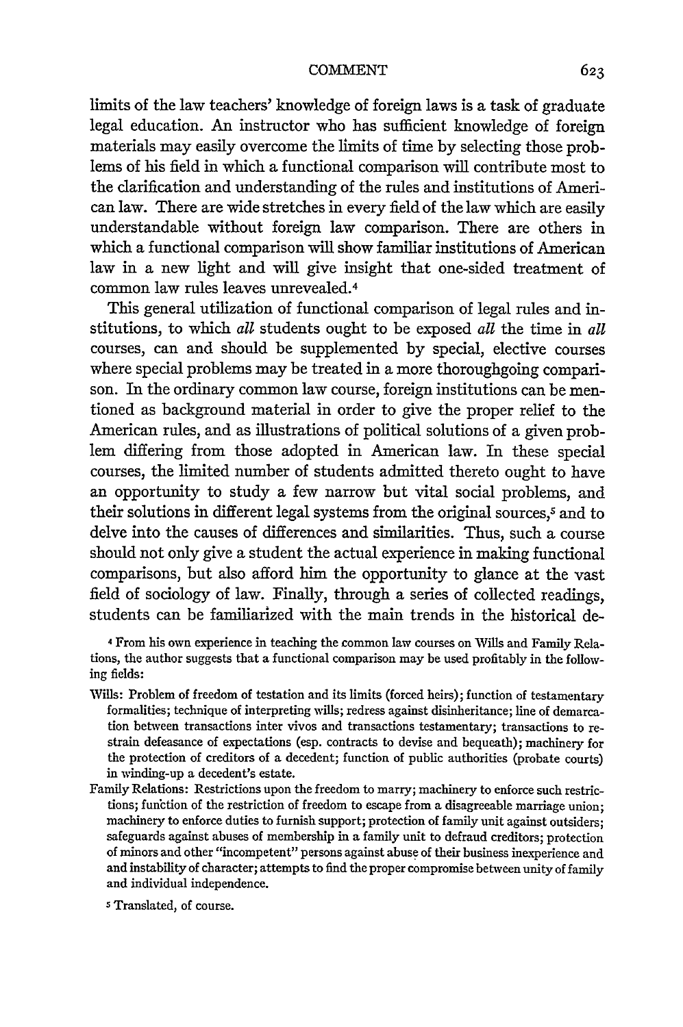limits of the law teachers' knowledge of foreign laws is a task of graduate legal education. An instructor who has sufficient knowledge of foreign materials may easily overcome the limits of time by selecting those problems of his field in which a functional comparison will contribute most to the clarification and understanding of the rules and institutions of American law. There are wide stretches in every field of the law which are easily understandable without foreign law comparison. There are others in which a functional comparison will show familiar institutions of American law in a new light and will give insight that one-sided treatment of common law rules leaves unrevealed.[4]

This general utilization of functional comparison of legal rules and institutions, to which *all* students ought to be exposed *all* the time in *all* courses, can and should be supplemented by special, elective courses where special problems may be treated in a more thoroughgoing comparison. In the ordinary common law course, foreign institutions can be mentioned as background material in order to give the proper relief to the American rules, and as illustrations of political solutions of a given problem differing from those adopted in American law. In these special courses, the limited number of students admitted thereto ought to have an opportunity to study a few narrow but vital social problems, and their solutions in different legal systems from the original sources,[5] and to delve into the causes of differences and similarities. Thus, such a course should not only give a student the actual experience in making functional comparisons, but also afford him the opportunity to glance at the vast field of sociology of law. Finally, through a series of collected readings, students can be familiarized with the main trends in the historical de-

[4] From his own experience in teaching the common law courses on Wills and Family Relations, the author suggests that a functional comparison may be used profitably in the following fields:

Wills: Problem of freedom of testation and its limits (forced heirs); function of testamentary formalities; technique of interpreting wills; redress against disinheritance; line of demarcation between transactions inter vivos and transactions testamentary; transactions to restrain defeasance of expectations (esp. contracts to devise and bequeath); machinery for the protection of creditors of a decedent; function of public authorities (probate courts) in winding-up a decedent's estate.

Family Relations: Restrictions upon the freedom to marry; machinery to enforce such restrictions; function of the restriction of freedom to escape from a disagreeable marriage union; machinery to enforce duties to furnish support; protection of family unit against outsiders; safeguards against abuses of membership in a family unit to defraud creditors; protection of minors and other "incompetent" persons against abuse of their business inexperience and and instability of character; attempts to find the proper compromise between unity of family and individual independence.

[5] Translated, of course.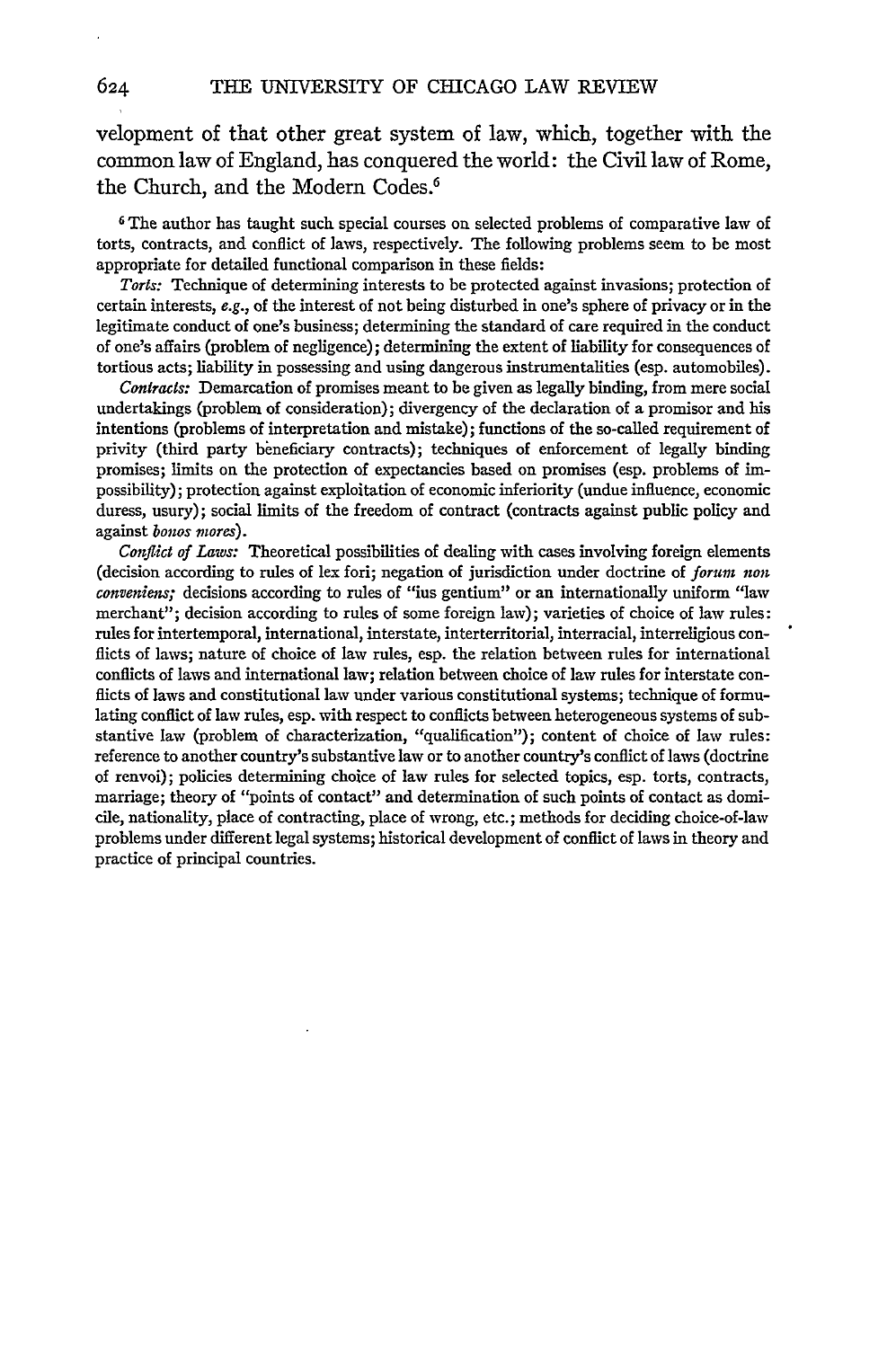velopment of that other great system of law, which, together with the common law of England, has conquered the world: the Civil law of Rome, the Church, and the Modern Codes.[6]

[6] The author has taught such special courses on selected problems of comparative law of torts, contracts, and conflict of laws, respectively. The following problems seem to be most appropriate for detailed functional comparison in these fields:

*Torts:* Technique of determining interests to be protected against invasions; protection of certain interests, *e.g.*, of the interest of not being disturbed in one's sphere of privacy or in the legitimate conduct of one's business; determining the standard of care required in the conduct of one's affairs (problem of negligence); determining the extent of liability for consequences of tortious acts; liability in possessing and using dangerous instrumentalities (esp. automobiles).

*Contracts:* Demarcation of promises meant to be given as legally binding, from mere social undertakings (problem of consideration); divergency of the declaration of a promisor and his intentions (problems of interpretation and mistake); functions of the so-called requirement of privity (third party bėneficiary contracts); techniques of enforcement of legally binding promises; limits on the protection of expectancies based on promises (esp. problems of impossibility); protection against exploitation of economic inferiority (undue influence, economic duress, usury); social limits of the freedom of contract (contracts against public policy and against *bonos mores*).

*Conflict of Laws:* Theoretical possibilities of dealing with cases involving foreign elements (decision according to rules of lex fori; negation of jurisdiction under doctrine of *forum non conveniens;* decisions according to rules of "ius gentium" or an internationally uniform "law merchant"; decision according to rules of some foreign law); varieties of choice of law rules: rules for intertemporal, international, interstate, interterritorial, interracial, interreligious conflicts of laws; nature of choice of law rules, esp. the relation between rules for international conflicts of laws and international law; relation between choice of law rules for interstate conflicts of laws and constitutional law under various constitutional systems; technique of formulating conflict of law rules, esp. with respect to conflicts between heterogeneous systems of substantive law (problem of characterization, "qualification"); content of choice of law rules: reference to another country's substantive law or to another country's conflict of laws (doctrine of renvoi); policies determining choice of law rules for selected topics, esp. torts, contracts, marriage; theory of "points of contact" and determination of such points of contact as domicile, nationality, place of contracting, place of wrong, etc.; methods for deciding choice-of-law problems under different legal systems; historical development of conflict of laws in theory and practice of principal countries.